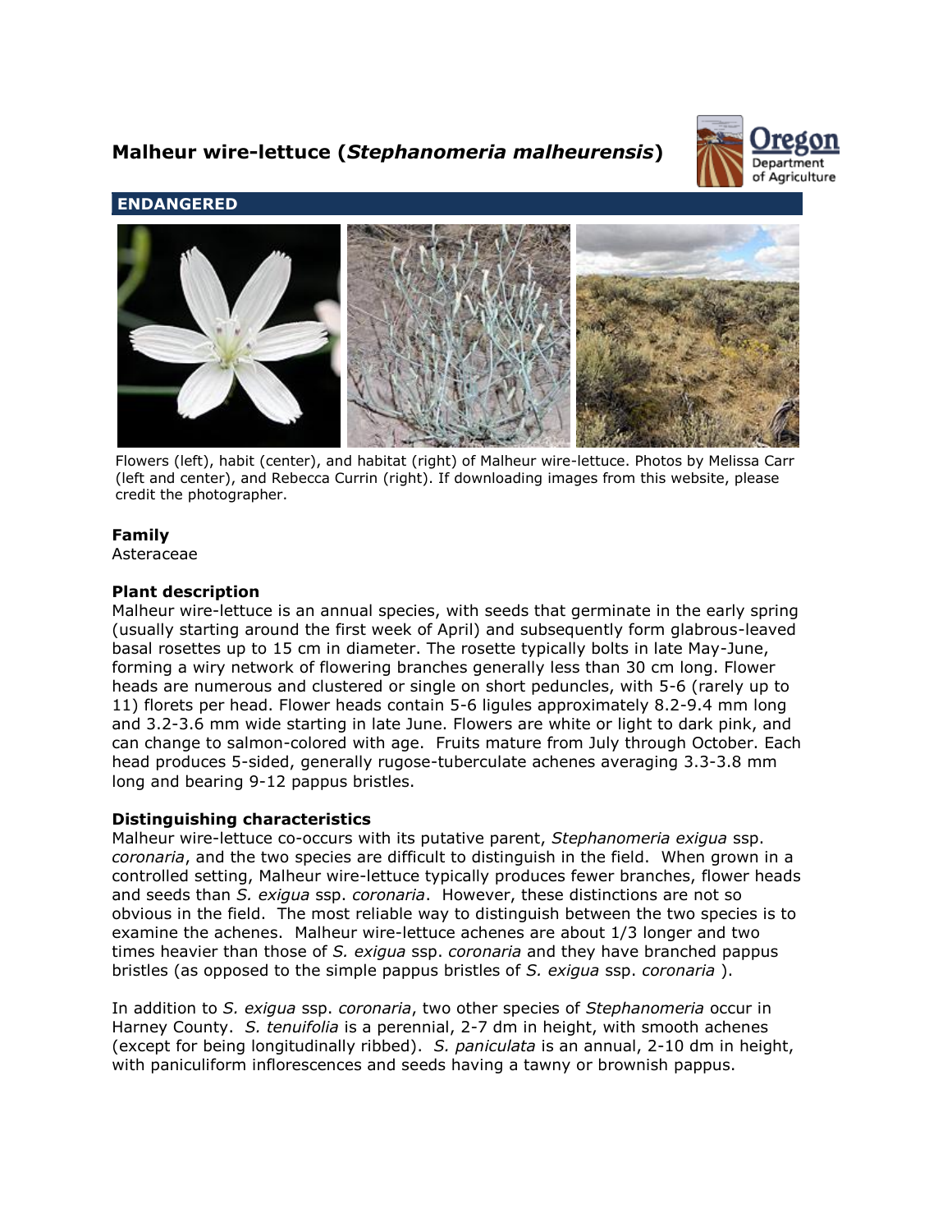# Malheur wire-lettuce (*Stephanomeria malheurensis*)

## ENDANGERED

Flowers (left), habit (center), and habitat (right) of Malheur wire-lettuce. Photos by Melissa Carr (left and center), and Rebecca Currin (right). If downloading images from this website, please credit the photographer.

### Family

Asteraceae

### Plant description

Malheur wire-lettuce is an annual species, with seeds that germinate in the early spring (usually starting around the first week of April) and subsequently form glabrous-leaved basal rosettes up to 15 cm in diameter. The rosette typically bolts in late May-June, forming a wiry network of flowering branches generally less than 30 cm long. Flower heads are numerous and clustered or single on short peduncles, with 5-6 (rarely up to 11) florets per head. Flower heads contain 5-6 ligules approximately 8.2-9.4 mm long and 3.2-3.6 mm wide starting in late June. Flowers are white or light to dark pink, and can change to salmon-colored with age. Fruits mature from July through October. Each head produces 5-sided, generally rugose-tuberculate achenes averaging 3.3-3.8 mm long and bearing 9-12 pappus bristles.

### Distinguishing characteristics

Malheur wire-lettuce co-occurs with its putative parent, *Stephanomeria exigua* ssp. *coronaria*, and the two species are difficult to distinguish in the field. When grown in a controlled setting, Malheur wire-lettuce typically produces fewer branches, flower heads and seeds than *S. exigua* ssp. *coronaria*. However, these distinctions are not so obvious in the field. The most reliable way to distinguish between the two species is to examine the achenes. Malheur wire-lettuce achenes are about 1/3 longer and two times heavier than those of *S. exigua* ssp. *coronaria* and they have branched pappus bristles (as opposed to the simple pappus bristles of *S. exigua* ssp. *coronaria* ).

In addition to *S. exigua* ssp. *coronaria*, two other species of *Stephanomeria* occur in Harney County. *S. tenuifolia* is a perennial, 2-7 dm in height, with smooth achenes (except for being longitudinally ribbed). *S. paniculata* is an annual, 2-10 dm in height, with paniculiform inflorescences and seeds having a tawny or brownish pappus.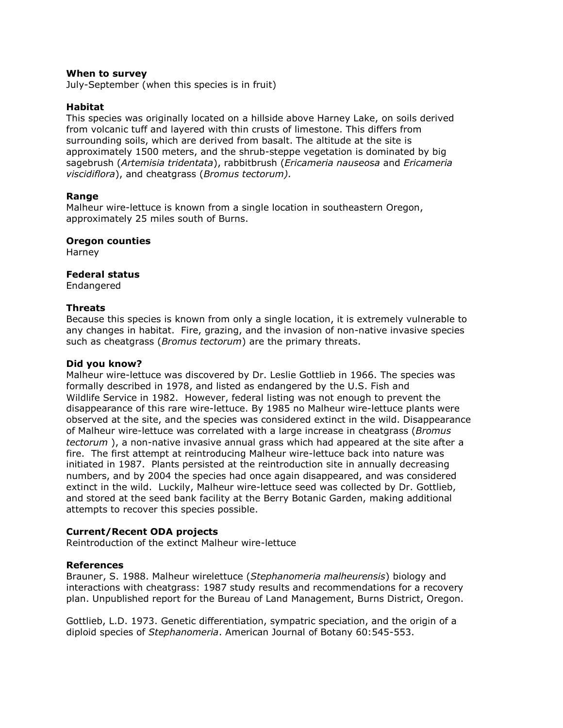**When to survey**

July-September (when this species is in fruit)

**Habitat**

This species was originally located on a hillside above Harney Lake, on soils derived from volcanic tuff and layered with thin crusts of limestone. This differs from surrounding soils, which are derived from basalt. The altitude at the site is approximately 1500 meters, and the shrub-steppe vegetation is dominated by big sagebrush (*Artemisia tridentata*), rabbitbrush (*Ericameria nauseosa* and *Ericameria viscidiflora*), and cheatgrass (*Bromus tectorum).*

**Range**

Malheur wire-lettuce is known from a single location in southeastern Oregon, approximately 25 miles south of Burns.

**Oregon counties**

Harney

**Federal status**

Endangered

**Threats**

Because this species is known from only a single location, it is extremely vulnerable to any changes in habitat. Fire, grazing, and the invasion of non-native invasive species such as cheatgrass (*Bromus tectorum*) are the primary threats.

**Did you know?**

Malheur wire-lettuce was discovered by Dr. Leslie Gottlieb in 1966. The species was formally described in 1978, and listed as endangered by the U.S. Fish and Wildlife Service in 1982. However, federal listing was not enough to prevent the disappearance of this rare wire-lettuce. By 1985 no Malheur wire-lettuce plants were observed at the site, and the species was considered extinct in the wild. Disappearance of Malheur wire-lettuce was correlated with a large increase in cheatgrass (*Bromus tectorum* ), a non-native invasive annual grass which had appeared at the site after a fire. The first attempt at reintroducing Malheur wire-lettuce back into nature was initiated in 1987. Plants persisted at the reintroduction site in annually decreasing numbers, and by 2004 the species had once again disappeared, and was considered extinct in the wild. Luckily, Malheur wire-lettuce seed was collected by Dr. Gottlieb, and stored at the seed bank facility at the Berry Botanic Garden, making additional attempts to recover this species possible.

**Current/Recent ODA projects**

Reintroduction of the extinct Malheur wire-lettuce

**References**

Brauner, S. 1988. Malheur wirelettuce (*Stephanomeria malheurensis*) biology and interactions with cheatgrass: 1987 study results and recommendations for a recovery plan. Unpublished report for the Bureau of Land Management, Burns District, Oregon.

Gottlieb, L.D. 1973. Genetic differentiation, sympatric speciation, and the origin of a diploid species of *Stephanomeria*. American Journal of Botany 60:545-553.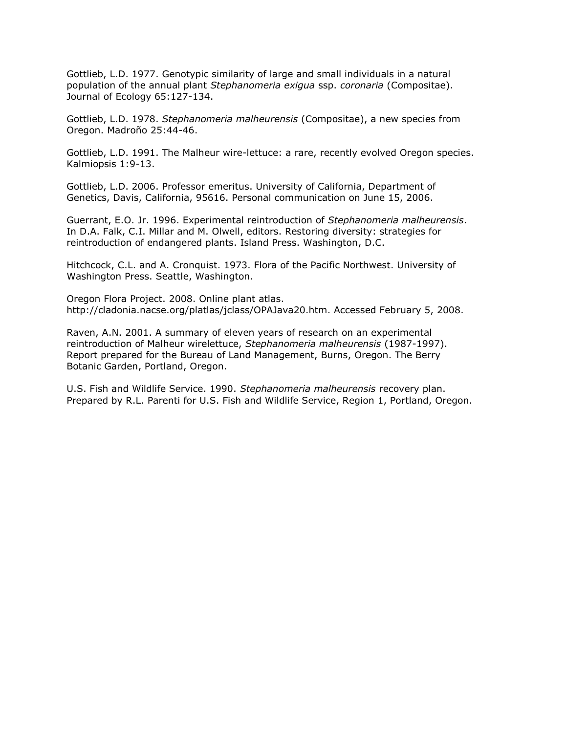Gottlieb, L.D. 1977. Genotypic similarity of large and small individuals in a natural population of the annual plant *Stephanomeria exigua* ssp. *coronaria* (Compositae). Journal of Ecology 65:127-134.

Gottlieb, L.D. 1978. *Stephanomeria malheurensis* (Compositae), a new species from Oregon. Madroño 25:44-46.

Gottlieb, L.D. 1991. The Malheur wire-lettuce: a rare, recently evolved Oregon species. Kalmiopsis 1:9-13.

Gottlieb, L.D. 2006. Professor emeritus. University of California, Department of Genetics, Davis, California, 95616. Personal communication on June 15, 2006.

Guerrant, E.O. Jr. 1996. Experimental reintroduction of *Stephanomeria malheurensis*. In D.A. Falk, C.I. Millar and M. Olwell, editors. Restoring diversity: strategies for reintroduction of endangered plants. Island Press. Washington, D.C.

Hitchcock, C.L. and A. Cronquist. 1973. Flora of the Pacific Northwest. University of Washington Press. Seattle, Washington.

Oregon Flora Project. 2008. Online plant atlas. http://cladonia.nacse.org/platlas/jclass/OPAJava20.htm. Accessed February 5, 2008.

Raven, A.N. 2001. A summary of eleven years of research on an experimental reintroduction of Malheur wirelettuce, *Stephanomeria malheurensis* (1987-1997). Report prepared for the Bureau of Land Management, Burns, Oregon. The Berry Botanic Garden, Portland, Oregon.

U.S. Fish and Wildlife Service. 1990. *Stephanomeria malheurensis* recovery plan. Prepared by R.L. Parenti for U.S. Fish and Wildlife Service, Region 1, Portland, Oregon.